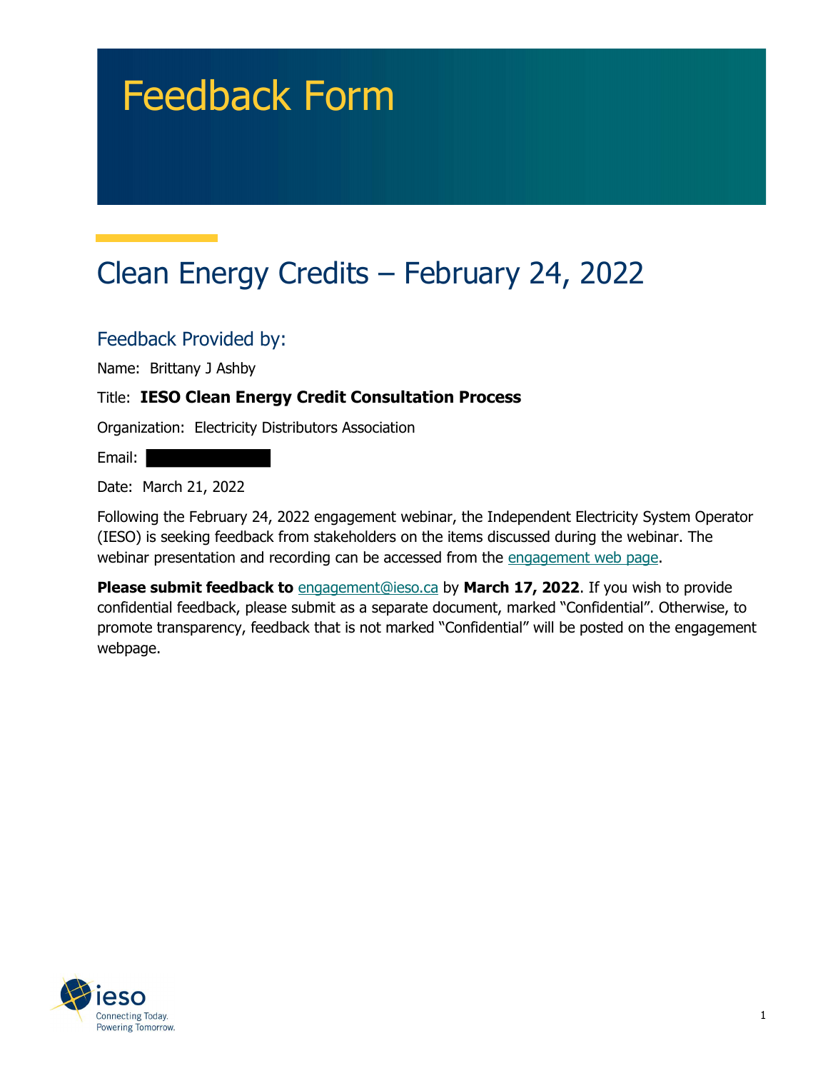# Feedback Form

## Clean Energy Credits – February 24, 2022

### Feedback Provided by:

Name: Brittany J Ashby

Title: **IESO Clean Energy Credit Consultation Process**

Organization: Electricity Distributors Association

Email:

Date: March 21, 2022

Following the February 24, 2022 engagement webinar, the Independent Electricity System Operator (IESO) is seeking feedback from stakeholders on the items discussed during the webinar. The webinar presentation and recording can be accessed from the engagement web page.

**Please submit feedback to** engagement@ieso.ca by **March 17, 2022**. If you wish to provide confidential feedback, please submit as a separate document, marked "Confidential". Otherwise, to promote transparency, feedback that is not marked "Confidential" will be posted on the engagement webpage.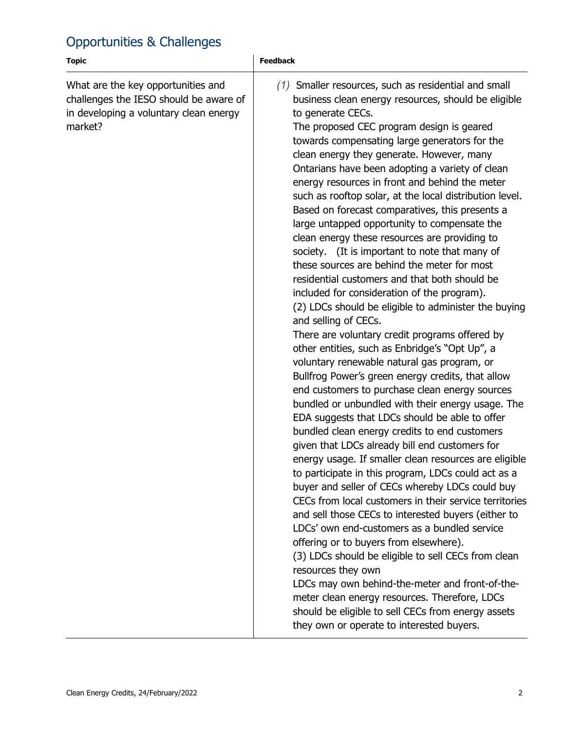## Opportunities & Challenges

| Topic | Feedback |
| --- | --- |
| What are the key opportunities and challenges the IESO should be aware of in developing a voluntary clean energy market? | *(1)* Smaller resources, such as residential and small business clean energy resources, should be eligible to generate CECs.<br>The proposed CEC program design is geared towards compensating large generators for the clean energy they generate. However, many Ontarians have been adopting a variety of clean energy resources in front and behind the meter such as rooftop solar, at the local distribution level. Based on forecast comparatives, this presents a large untapped opportunity to compensate the clean energy these resources are providing to society. (It is important to note that many of these sources are behind the meter for most residential customers and that both should be included for consideration of the program).<br>(2) LDCs should be eligible to administer the buying and selling of CECs.<br>There are voluntary credit programs offered by other entities, such as Enbridge's "Opt Up", a voluntary renewable natural gas program, or Bullfrog Power's green energy credits, that allow end customers to purchase clean energy sources bundled or unbundled with their energy usage. The EDA suggests that LDCs should be able to offer bundled clean energy credits to end customers given that LDCs already bill end customers for energy usage. If smaller clean resources are eligible to participate in this program, LDCs could act as a buyer and seller of CECs whereby LDCs could buy CECs from local customers in their service territories and sell those CECs to interested buyers (either to LDCs' own end-customers as a bundled service offering or to buyers from elsewhere).<br>(3) LDCs should be eligible to sell CECs from clean resources they own<br>LDCs may own behind-the-meter and front-of-the-meter clean energy resources. Therefore, LDCs should be eligible to sell CECs from energy assets they own or operate to interested buyers. |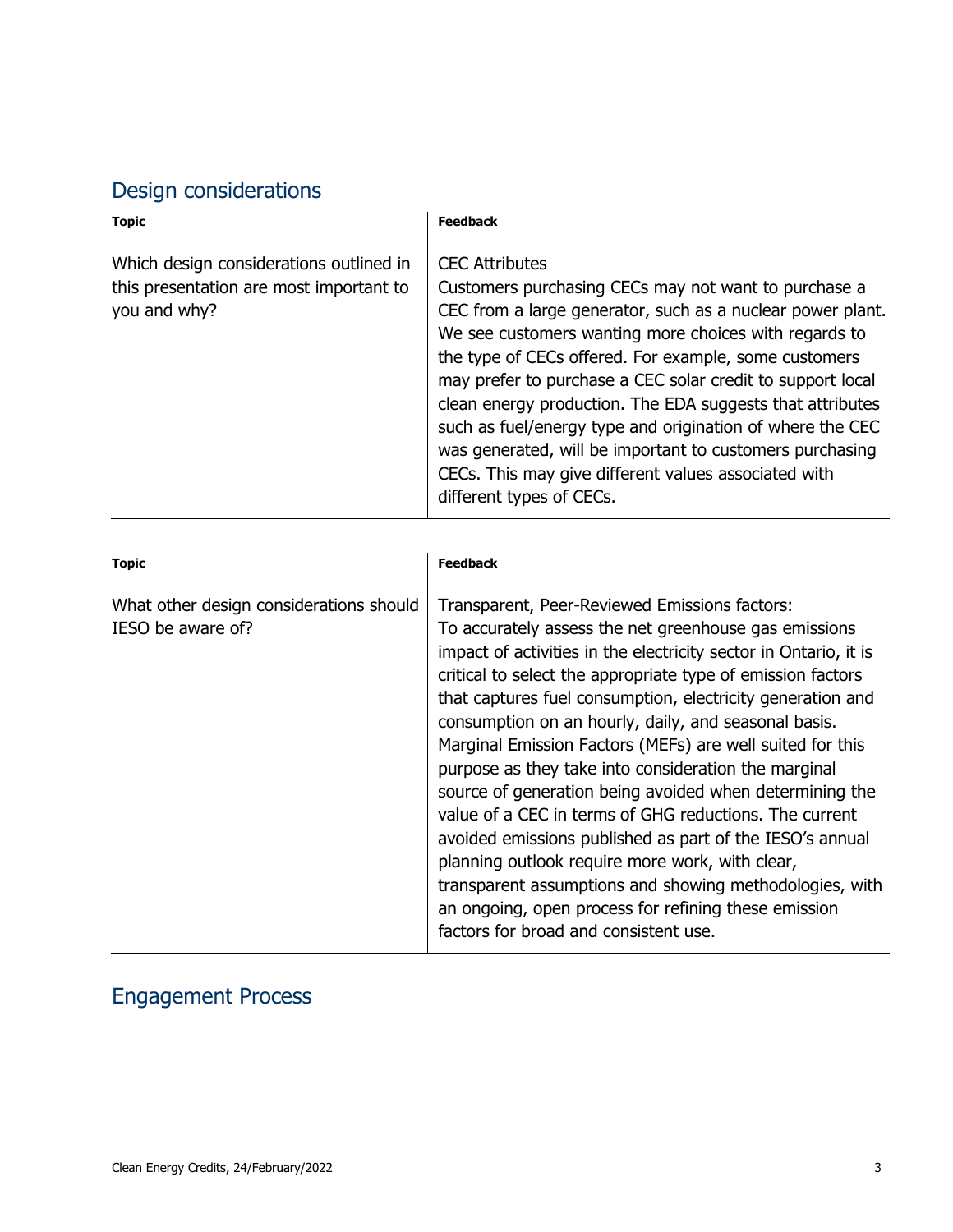## Design considerations

| Topic | Feedback |
|---|---|
| Which design considerations outlined in this presentation are most important to you and why? | CEC Attributes<br>Customers purchasing CECs may not want to purchase a CEC from a large generator, such as a nuclear power plant. We see customers wanting more choices with regards to the type of CECs offered. For example, some customers may prefer to purchase a CEC solar credit to support local clean energy production. The EDA suggests that attributes such as fuel/energy type and origination of where the CEC was generated, will be important to customers purchasing CECs. This may give different values associated with different types of CECs. |

| Topic | Feedback |
|---|---|
| What other design considerations should IESO be aware of? | Transparent, Peer-Reviewed Emissions factors:<br>To accurately assess the net greenhouse gas emissions impact of activities in the electricity sector in Ontario, it is critical to select the appropriate type of emission factors that captures fuel consumption, electricity generation and consumption on an hourly, daily, and seasonal basis. Marginal Emission Factors (MEFs) are well suited for this purpose as they take into consideration the marginal source of generation being avoided when determining the value of a CEC in terms of GHG reductions. The current avoided emissions published as part of the IESO's annual planning outlook require more work, with clear, transparent assumptions and showing methodologies, with an ongoing, open process for refining these emission factors for broad and consistent use. |

## Engagement Process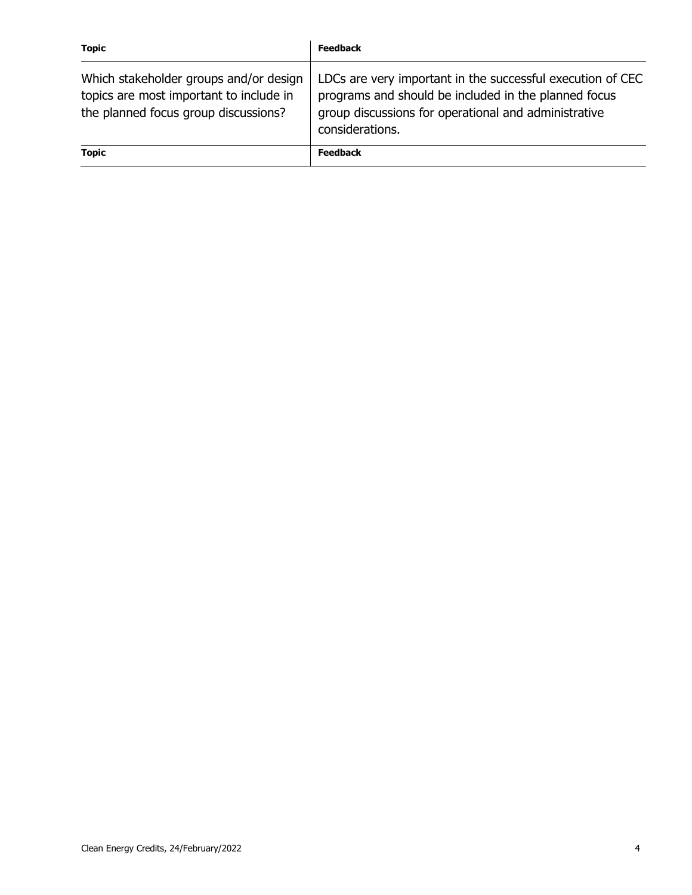| Topic | Feedback |
| --- | --- |
| Which stakeholder groups and/or design topics are most important to include in the planned focus group discussions? | LDCs are very important in the successful execution of CEC programs and should be included in the planned focus group discussions for operational and administrative considerations. |
| **Topic** | **Feedback** |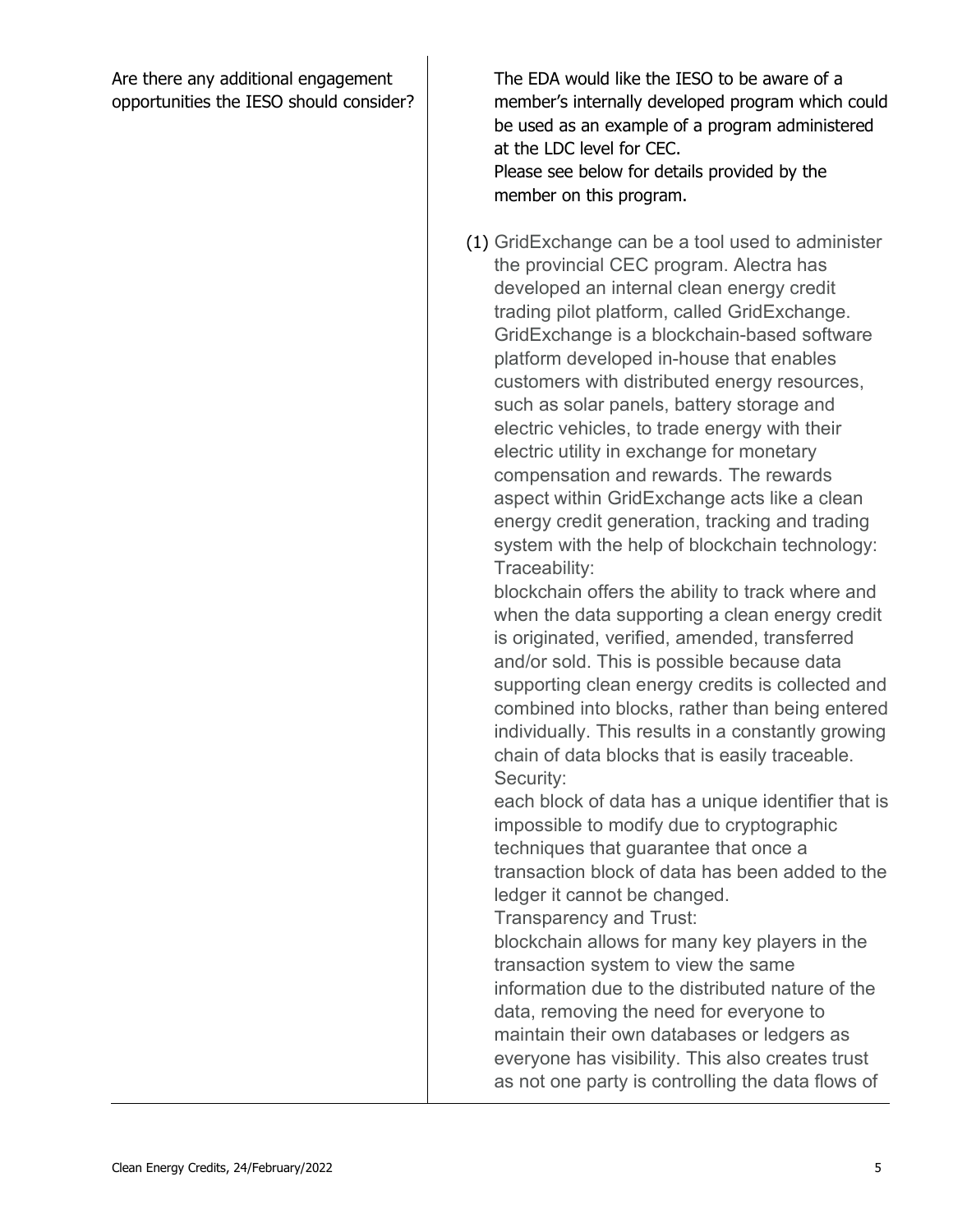| | |
|---|---|
| Are there any additional engagement opportunities the IESO should consider? | The EDA would like the IESO to be aware of a member's internally developed program which could be used as an example of a program administered at the LDC level for CEC.<br>Please see below for details provided by the member on this program.<br><br>(1) GridExchange can be a tool used to administer the provincial CEC program. Alectra has developed an internal clean energy credit trading pilot platform, called GridExchange. GridExchange is a blockchain-based software platform developed in-house that enables customers with distributed energy resources, such as solar panels, battery storage and electric vehicles, to trade energy with their electric utility in exchange for monetary compensation and rewards. The rewards aspect within GridExchange acts like a clean energy credit generation, tracking and trading system with the help of blockchain technology:<br>Traceability:<br>blockchain offers the ability to track where and when the data supporting a clean energy credit is originated, verified, amended, transferred and/or sold. This is possible because data supporting clean energy credits is collected and combined into blocks, rather than being entered individually. This results in a constantly growing chain of data blocks that is easily traceable.<br>Security:<br>each block of data has a unique identifier that is impossible to modify due to cryptographic techniques that guarantee that once a transaction block of data has been added to the ledger it cannot be changed.<br>Transparency and Trust:<br>blockchain allows for many key players in the transaction system to view the same information due to the distributed nature of the data, removing the need for everyone to maintain their own databases or ledgers as everyone has visibility. This also creates trust as not one party is controlling the data flows of |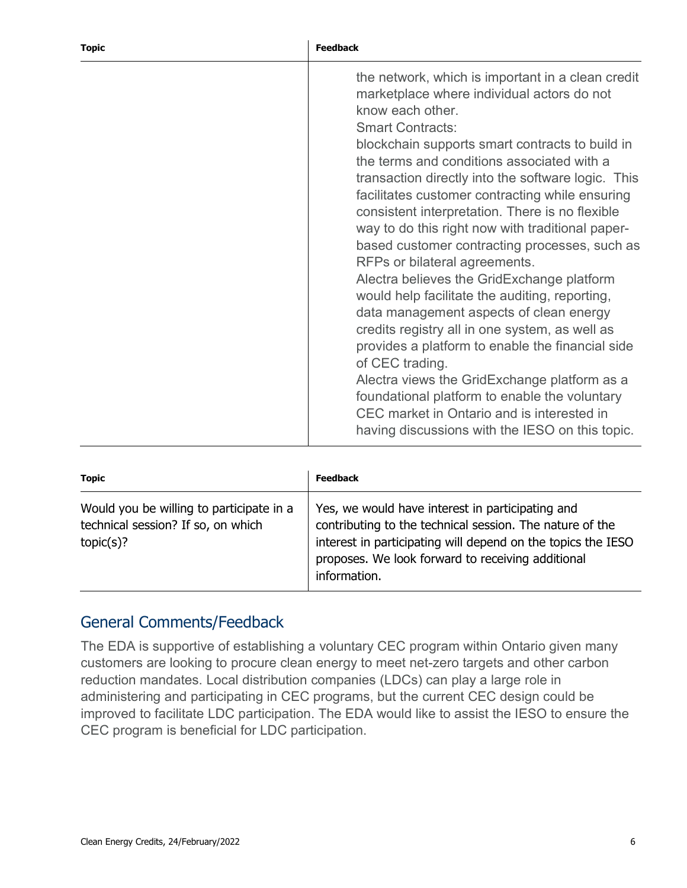| Topic | Feedback |
| --- | --- |
| | the network, which is important in a clean credit marketplace where individual actors do not know each other.<br>Smart Contracts:<br>blockchain supports smart contracts to build in the terms and conditions associated with a transaction directly into the software logic. This facilitates customer contracting while ensuring consistent interpretation. There is no flexible way to do this right now with traditional paper-based customer contracting processes, such as RFPs or bilateral agreements.<br>Alectra believes the GridExchange platform would help facilitate the auditing, reporting, data management aspects of clean energy credits registry all in one system, as well as provides a platform to enable the financial side of CEC trading.<br>Alectra views the GridExchange platform as a foundational platform to enable the voluntary CEC market in Ontario and is interested in having discussions with the IESO on this topic. |

| Topic | Feedback |
| --- | --- |
| Would you be willing to participate in a technical session? If so, on which topic(s)? | Yes, we would have interest in participating and contributing to the technical session. The nature of the interest in participating will depend on the topics the IESO proposes. We look forward to receiving additional information. |

## General Comments/Feedback

The EDA is supportive of establishing a voluntary CEC program within Ontario given many customers are looking to procure clean energy to meet net-zero targets and other carbon reduction mandates. Local distribution companies (LDCs) can play a large role in administering and participating in CEC programs, but the current CEC design could be improved to facilitate LDC participation. The EDA would like to assist the IESO to ensure the CEC program is beneficial for LDC participation.